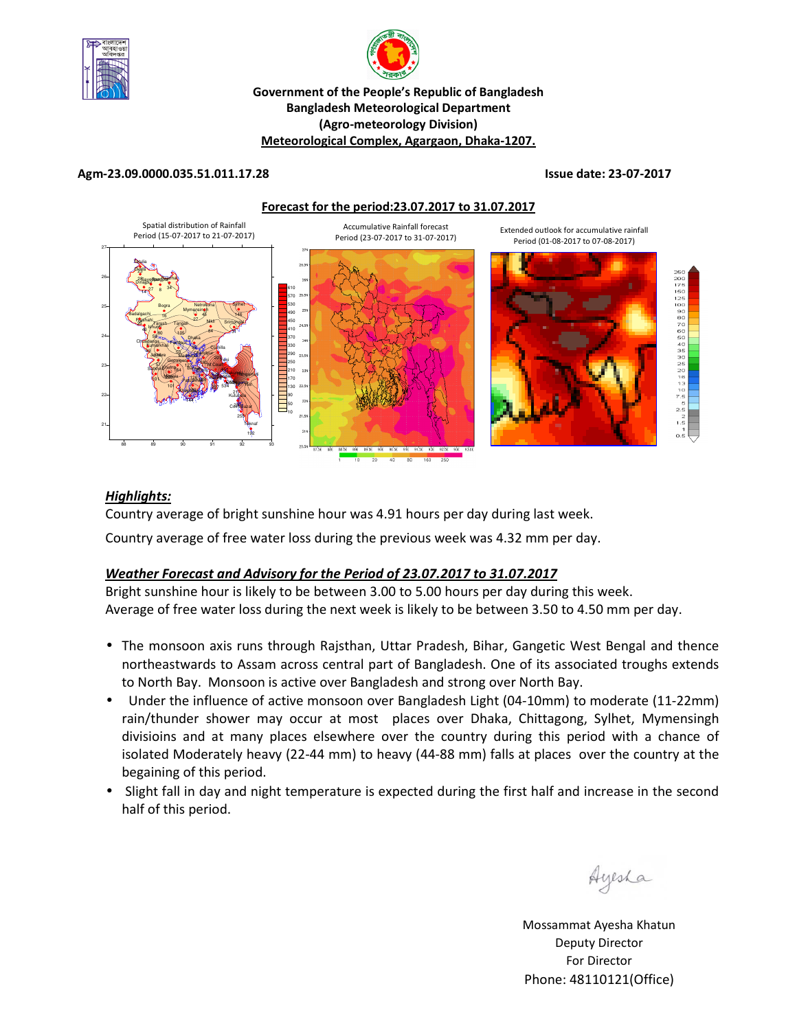**Government of the People's Republic of Bangladesh**
**Bangladesh Meteorological Department**
**(Agro-meteorology Division)**
**Meteorological Complex, Agargaon, Dhaka-1207.**

**Agm-23.09.0000.035.51.011.17.28** **Issue date: 23-07-2017**

**Forecast for the period:23.07.2017 to 31.07.2017**

Spatial distribution of Rainfall Period (15-07-2017 to 21-07-2017)

Accumulative Rainfall forecast Period (23-07-2017 to 31-07-2017)

Extended outlook for accumulative rainfall Period (01-08-2017 to 07-08-2017)

## *Highlights:*

Country average of bright sunshine hour was 4.91 hours per day during last week.

Country average of free water loss during the previous week was 4.32 mm per day.

## *Weather Forecast and Advisory for the Period of 23.07.2017 to 31.07.2017*

Bright sunshine hour is likely to be between 3.00 to 5.00 hours per day during this week.
Average of free water loss during the next week is likely to be between 3.50 to 4.50 mm per day.

- The monsoon axis runs through Rajsthan, Uttar Pradesh, Bihar, Gangetic West Bengal and thence northeastwards to Assam across central part of Bangladesh. One of its associated troughs extends to North Bay. Monsoon is active over Bangladesh and strong over North Bay.
- Under the influence of active monsoon over Bangladesh Light (04-10mm) to moderate (11-22mm) rain/thunder shower may occur at most places over Dhaka, Chittagong, Sylhet, Mymensingh divisioins and at many places elsewhere over the country during this period with a chance of isolated Moderately heavy (22-44 mm) to heavy (44-88 mm) falls at places over the country at the begaining of this period.
- Slight fall in day and night temperature is expected during the first half and increase in the second half of this period.

Ayesha

Mossammat Ayesha Khatun
Deputy Director
For Director
Phone: 48110121(Office)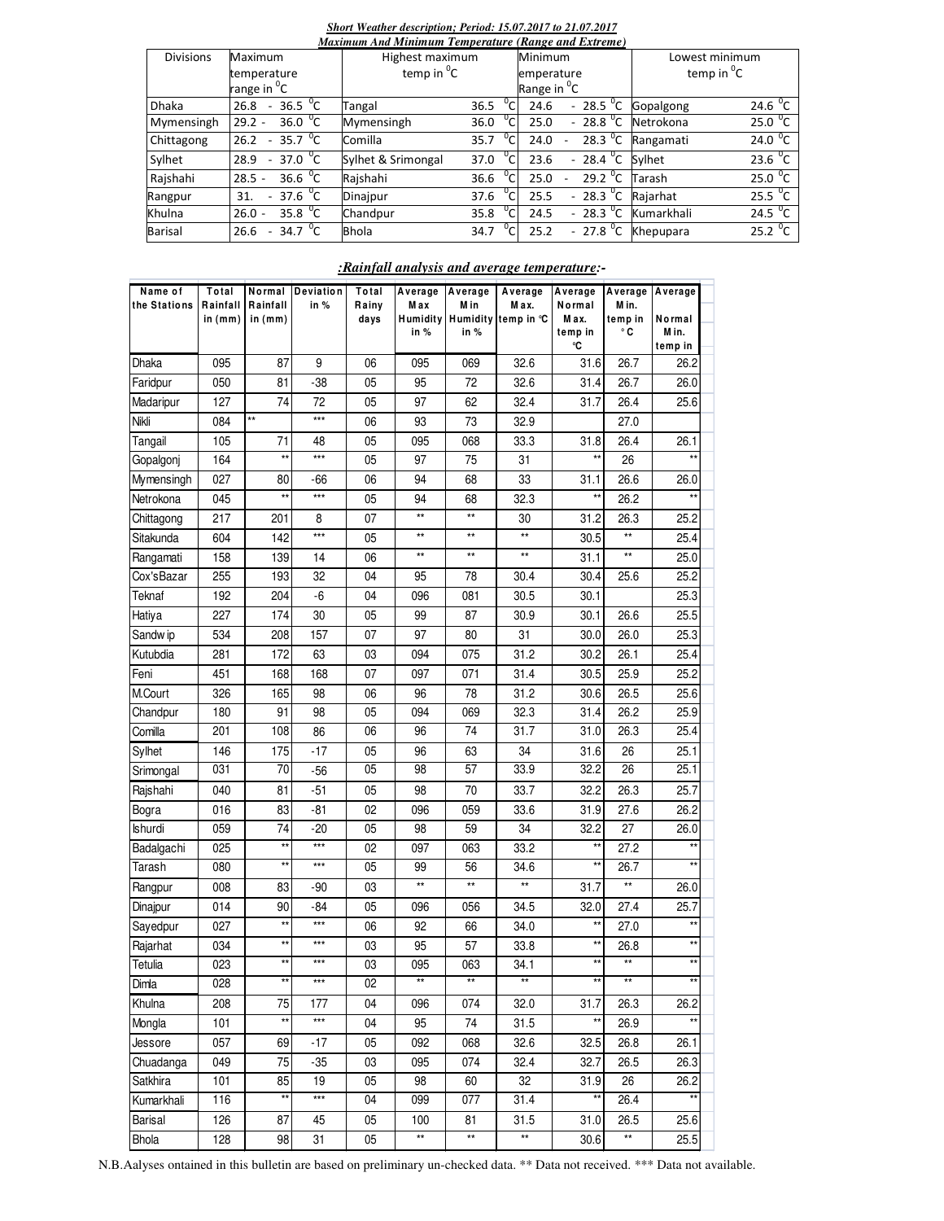***Short Weather description; Period: 15.07.2017 to 21.07.2017***

***Maximum And Minimum Temperature (Range and Extreme)***

| Divisions | Maximum temperature range in $^0$C | Highest maximum temp in $^0$C | | Minimum emperature Range in $^0$C | Lowest minimum temp in $^0$C | |
|---|---|---|---|---|---|---|
| Dhaka | 26.8 - 36.5 $^0$C | Tangal | 36.5 $^0$C | 24.6 - 28.5 $^0$C | Gopalgong | 24.6 $^0$C |
| Mymensingh | 29.2 - 36.0 $^0$C | Mymensingh | 36.0 $^0$C | 25.0 - 28.8 $^0$C | Netrokona | 25.0 $^0$C |
| Chittagong | 26.2 - 35.7 $^0$C | Comilla | 35.7 $^0$C | 24.0 - 28.3 $^0$C | Rangamati | 24.0 $^0$C |
| Sylhet | 28.9 - 37.0 $^0$C | Sylhet & Srimongal | 37.0 $^0$C | 23.6 - 28.4 $^0$C | Sylhet | 23.6 $^0$C |
| Rajshahi | 28.5 - 36.6 $^0$C | Rajshahi | 36.6 $^0$C | 25.0 - 29.2 $^0$C | Tarash | 25.0 $^0$C |
| Rangpur | 31. - 37.6 $^0$C | Dinajpur | 37.6 $^0$C | 25.5 - 28.3 $^0$C | Rajarhat | 25.5 $^0$C |
| Khulna | 26.0 - 35.8 $^0$C | Chandpur | 35.8 $^0$C | 24.5 - 28.3 $^0$C | Kumarkhali | 24.5 $^0$C |
| Barisal | 26.6 - 34.7 $^0$C | Bhola | 34.7 $^0$C | 25.2 - 27.8 $^0$C | Khepupara | 25.2 $^0$C |

***:Rainfall analysis and average temperature:-***

| Name of the Stations | Total Rainfall in (mm) | Normal Rainfall in (mm) | Deviation in % | Total Rainy days | Average Max Humidity in % | Average Min Humidity in % | Average Max. temp in °C | Average Normal Max. temp in °C | Average Min. temp in °C | Average Normal Min. temp in |
|---|---|---|---|---|---|---|---|---|---|---|
| Dhaka | 095 | 87 | 9 | 06 | 095 | 069 | 32.6 | 31.6 | 26.7 | 26.2 |
| Faridpur | 050 | 81 | -38 | 05 | 95 | 72 | 32.6 | 31.4 | 26.7 | 26.0 |
| Madaripur | 127 | 74 | 72 | 05 | 97 | 62 | 32.4 | 31.7 | 26.4 | 25.6 |
| Nikli | 084 | ** | *** | 06 | 93 | 73 | 32.9 | | 27.0 | |
| Tangail | 105 | 71 | 48 | 05 | 095 | 068 | 33.3 | 31.8 | 26.4 | 26.1 |
| Gopalgonj | 164 | ** | *** | 05 | 97 | 75 | 31 | ** | 26 | ** |
| Mymensingh | 027 | 80 | -66 | 06 | 94 | 68 | 33 | 31.1 | 26.6 | 26.0 |
| Netrokona | 045 | ** | *** | 05 | 94 | 68 | 32.3 | ** | 26.2 | ** |
| Chittagong | 217 | 201 | 8 | 07 | ** | ** | 30 | 31.2 | 26.3 | 25.2 |
| Sitakunda | 604 | 142 | *** | 05 | ** | ** | ** | 30.5 | ** | 25.4 |
| Rangamati | 158 | 139 | 14 | 06 | ** | ** | ** | 31.1 | ** | 25.0 |
| Cox'sBazar | 255 | 193 | 32 | 04 | 95 | 78 | 30.4 | 30.4 | 25.6 | 25.2 |
| Teknaf | 192 | 204 | -6 | 04 | 096 | 081 | 30.5 | 30.1 | | 25.3 |
| Hatiya | 227 | 174 | 30 | 05 | 99 | 87 | 30.9 | 30.1 | 26.6 | 25.5 |
| Sandwip | 534 | 208 | 157 | 07 | 97 | 80 | 31 | 30.0 | 26.0 | 25.3 |
| Kutubdia | 281 | 172 | 63 | 03 | 094 | 075 | 31.2 | 30.2 | 26.1 | 25.4 |
| Feni | 451 | 168 | 168 | 07 | 097 | 071 | 31.4 | 30.5 | 25.9 | 25.2 |
| M.Court | 326 | 165 | 98 | 06 | 96 | 78 | 31.2 | 30.6 | 26.5 | 25.6 |
| Chandpur | 180 | 91 | 98 | 05 | 094 | 069 | 32.3 | 31.4 | 26.2 | 25.9 |
| Comilla | 201 | 108 | 86 | 06 | 96 | 74 | 31.7 | 31.0 | 26.3 | 25.4 |
| Sylhet | 146 | 175 | -17 | 05 | 96 | 63 | 34 | 31.6 | 26 | 25.1 |
| Srimongal | 031 | 70 | -56 | 05 | 98 | 57 | 33.9 | 32.2 | 26 | 25.1 |
| Rajshahi | 040 | 81 | -51 | 05 | 98 | 70 | 33.7 | 32.2 | 26.3 | 25.7 |
| Bogra | 016 | 83 | -81 | 02 | 096 | 059 | 33.6 | 31.9 | 27.6 | 26.2 |
| Ishurdi | 059 | 74 | -20 | 05 | 98 | 59 | 34 | 32.2 | 27 | 26.0 |
| Badalgachi | 025 | ** | *** | 02 | 097 | 063 | 33.2 | ** | 27.2 | ** |
| Tarash | 080 | ** | *** | 05 | 99 | 56 | 34.6 | ** | 26.7 | ** |
| Rangpur | 008 | 83 | -90 | 03 | ** | ** | ** | 31.7 | ** | 26.0 |
| Dinajpur | 014 | 90 | -84 | 05 | 096 | 056 | 34.5 | 32.0 | 27.4 | 25.7 |
| Sayedpur | 027 | ** | *** | 06 | 92 | 66 | 34.0 | ** | 27.0 | ** |
| Rajarhat | 034 | ** | *** | 03 | 95 | 57 | 33.8 | ** | 26.8 | ** |
| Tetulia | 023 | ** | *** | 03 | 095 | 063 | 34.1 | ** | ** | ** |
| Dimla | 028 | ** | *** | 02 | ** | ** | ** | ** | ** | ** |
| Khulna | 208 | 75 | 177 | 04 | 096 | 074 | 32.0 | 31.7 | 26.3 | 26.2 |
| Mongla | 101 | ** | *** | 04 | 95 | 74 | 31.5 | ** | 26.9 | ** |
| Jessore | 057 | 69 | -17 | 05 | 092 | 068 | 32.6 | 32.5 | 26.8 | 26.1 |
| Chuadanga | 049 | 75 | -35 | 03 | 095 | 074 | 32.4 | 32.7 | 26.5 | 26.3 |
| Satkhira | 101 | 85 | 19 | 05 | 98 | 60 | 32 | 31.9 | 26 | 26.2 |
| Kumarkhali | 116 | ** | *** | 04 | 099 | 077 | 31.4 | ** | 26.4 | ** |
| Barisal | 126 | 87 | 45 | 05 | 100 | 81 | 31.5 | 31.0 | 26.5 | 25.6 |
| Bhola | 128 | 98 | 31 | 05 | ** | ** | ** | 30.6 | ** | 25.5 |

N.B.Aalyses ontained in this bulletin are based on preliminary un-checked data. ** Data not received. *** Data not available.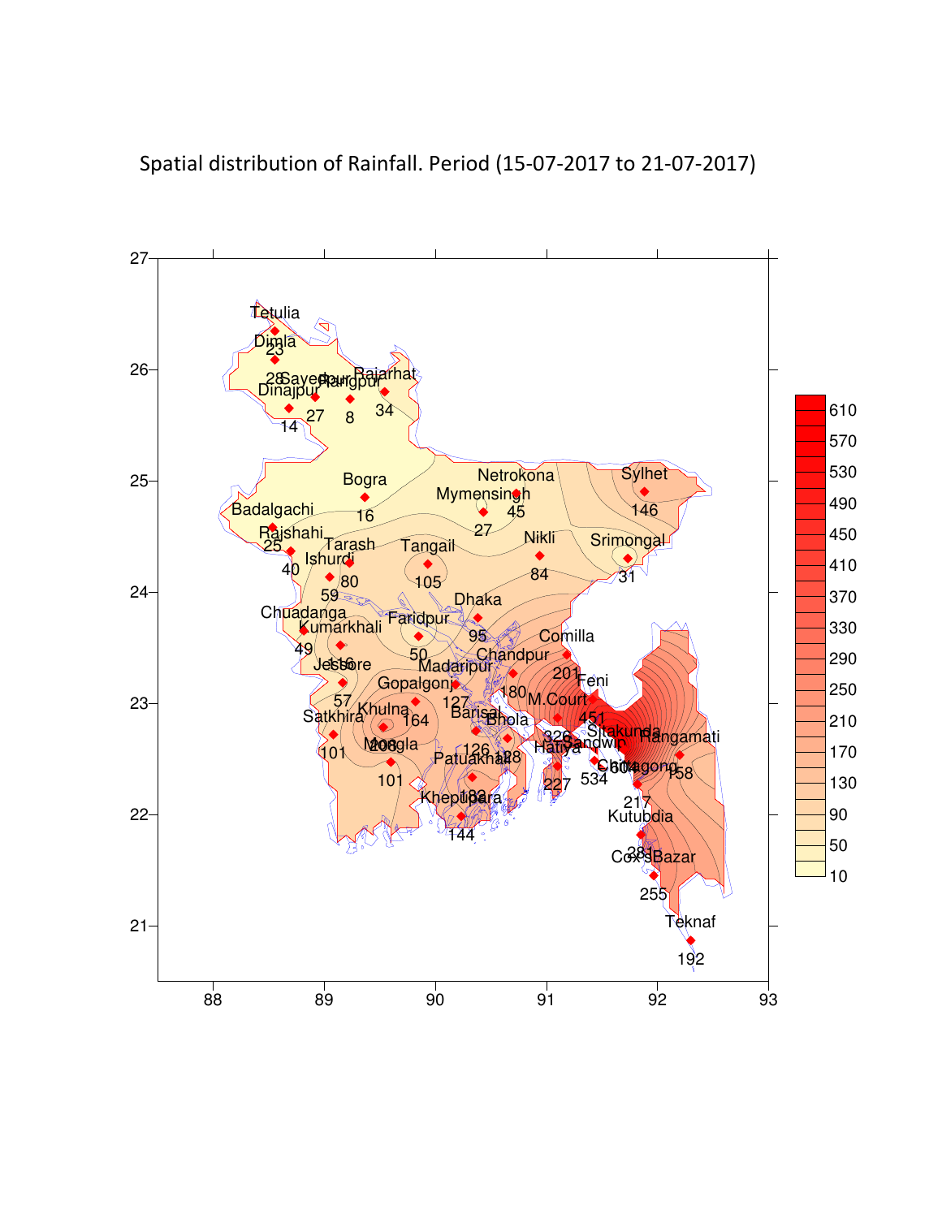Spatial distribution of Rainfall. Period (15-07-2017 to 21-07-2017)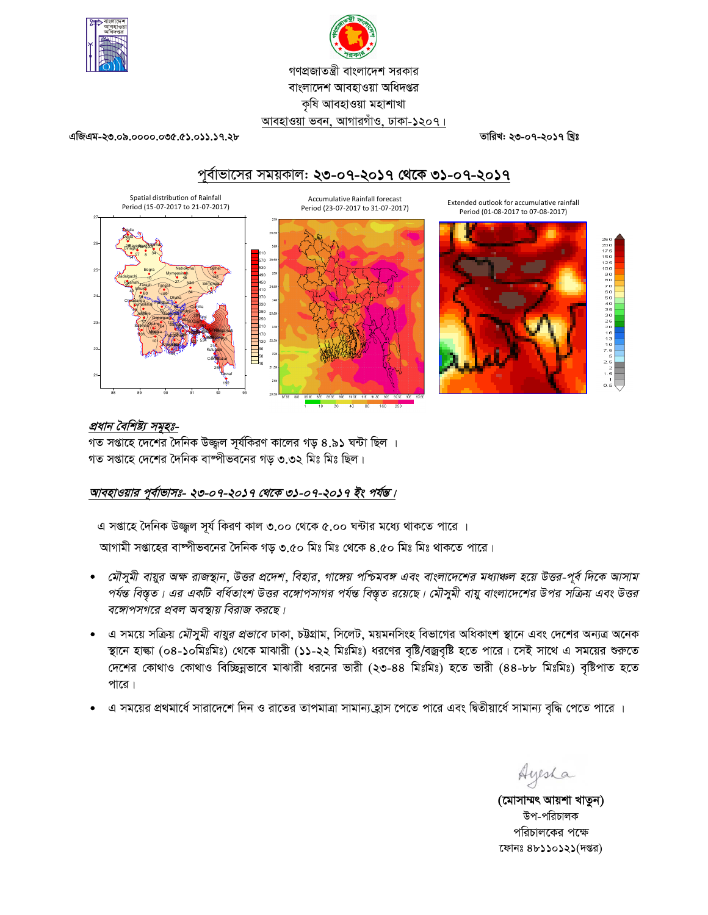গণপ্রজাতন্ত্রী বাংলাদেশ সরকার
বাংলাদেশ আবহাওয়া অধিদপ্তর
কৃষি আবহাওয়া মহাশাখা
আবহাওয়া ভবন, আগারগাঁও, ঢাকা-১২০৭।

এজিএম-২৩.০৯.০০০০.০৩৫.৫১.০১১.১৭.২৮ | তারিখ: ২৩-০৭-২০১৭ খ্রিঃ

## পূর্বাভাসের সময়কাল: ২৩-০৭-২০১৭ থেকে ৩১-০৭-২০১৭

Spatial distribution of Rainfall
Period (15-07-2017 to 21-07-2017)

Accumulative Rainfall forecast
Period (23-07-2017 to 31-07-2017)

Extended outlook for accumulative rainfall
Period (01-08-2017 to 07-08-2017)

### *প্রধান বৈশিষ্ট্য সমূহঃ-*

গত সপ্তাহে দেশের দৈনিক উজ্জ্বল সূর্যকিরণ কালের গড় ৪.৯১ ঘন্টা ছিল ।
গত সপ্তাহে দেশের দৈনিক বাষ্পীভবনের গড় ৩.৩২ মিঃ মিঃ ছিল।

### *আবহাওয়ার পূর্বাভাসঃ- ২৩-০৭-২০১৭ থেকে ৩১-০৭-২০১৭ ইং পর্যন্ত।*

এ সপ্তাহে দৈনিক উজ্জ্বল সূর্য কিরণ কাল ৩.০০ থেকে ৫.০০ ঘন্টার মধ্যে থাকতে পারে ।
আগামী সপ্তাহের বাষ্পীভবনের দৈনিক গড় ৩.৫০ মিঃ মিঃ থেকে ৪.৫০ মিঃ মিঃ থাকতে পারে।

- *মৌসুমী বায়ুর অক্ষ রাজস্থান, উত্তর প্রদেশ, বিহার, গাঙ্গেয় পশ্চিমবঙ্গ এবং বাংলাদেশের মধ্যাঞ্চল হয়ে উত্তর-পূর্ব দিকে আসাম পর্যন্ত বিস্তৃত। এর একটি বর্ধিতাংশ উত্তর বঙ্গোপসাগর পর্যন্ত বিস্তৃত রয়েছে। মৌসুমী বায়ু বাংলাদেশের উপর সক্রিয় এবং উত্তর বঙ্গোপসগরে প্রবল অবস্থায় বিরাজ করছে।*
- এ সময়ে সক্রিয় *মৌসুমী বায়ুর প্রভাবে* ঢাকা, চট্টগ্রাম, সিলেট, ময়মনসিংহ বিভাগের অধিকাংশ স্থানে এবং দেশের অন্যত্র অনেক স্থানে হাল্কা (০৪-১০মিঃমিঃ) থেকে মাঝারী (১১-২২ মিঃমিঃ) ধরণের বৃষ্টি/বজ্রবৃষ্টি হতে পারে। সেই সাথে এ সময়ের শুরুতে দেশের কোথাও কোথাও বিচ্ছিন্নভাবে মাঝারী ধরনের ভারী (২৩-৪৪ মিঃমিঃ) হতে ভারী (৪৪-৮৮ মিঃমিঃ) বৃষ্টিপাত হতে পারে।
- এ সময়ের প্রথমার্ধে সারাদেশে দিন ও রাতের তাপমাত্রা সামান্য হ্রাস পেতে পারে এবং দ্বিতীয়ার্ধে সামান্য বৃদ্ধি পেতে পারে ।

Ayesha

**(মোসাম্মৎ আয়শা খাতুন)**
উপ-পরিচালক
পরিচালকের পক্ষে
ফোনঃ ৪৮১১০১২১(দপ্তর)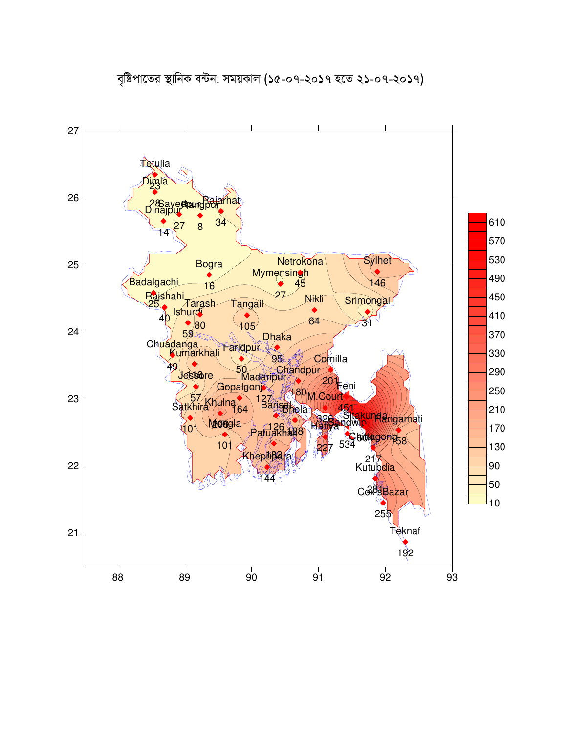# বৃষ্টিপাতের স্থানিক বন্টন. সময়কাল (১৫-০৭-২০১৭ হতে ২১-০৭-২০১৭)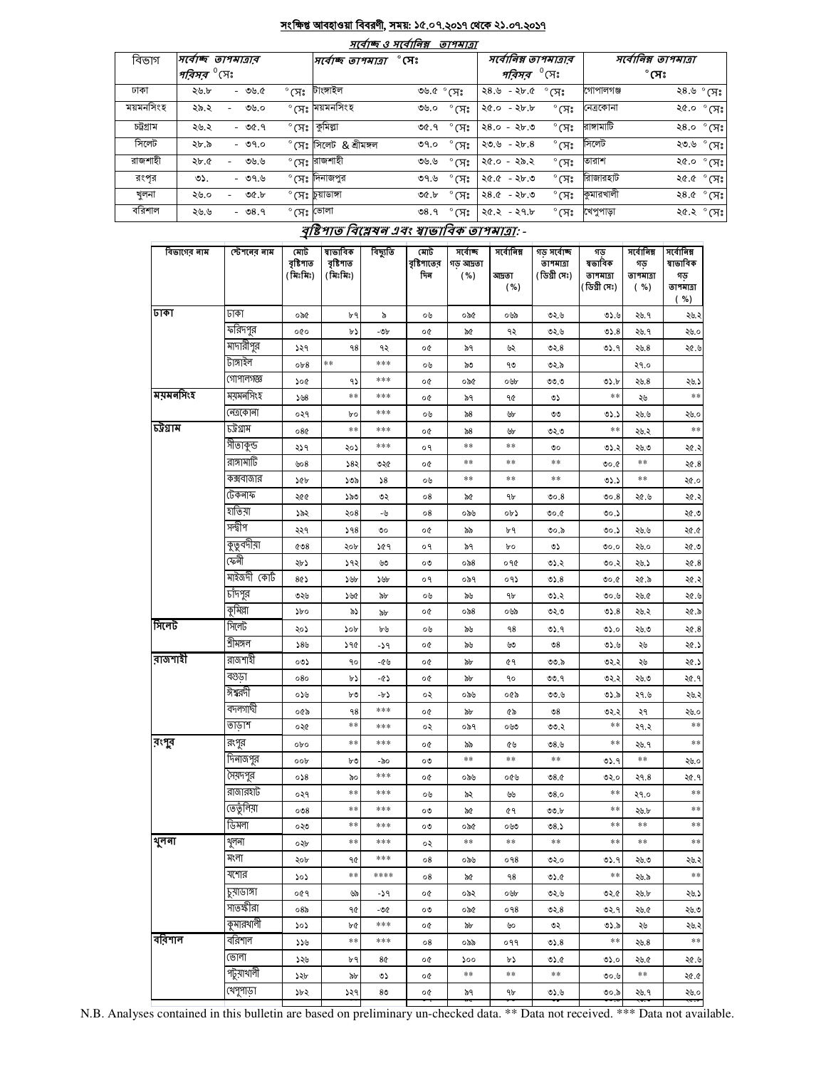## সংক্ষিপ্ত আবহাওয়া বিবরণী, সময়: ১৫.০৭.২০১৭ থেকে ২১.০৭.২০১৭

### সর্বোচ্চ ও সর্বোনিম্ন তাপমাত্রা

| বিভাগ | সর্বোচ্চ তাপমাত্রার পরিসর °সেঃ | সর্বোচ্চ তাপমাত্রা °সেঃ | | সর্বোনিম্ন তাপমাত্রার পরিসর °সেঃ | সর্বোনিম্ন তাপমাত্রা °সেঃ | |
|---|---|---|---|---|---|---|
| ঢাকা | ২৬.৮ - ৩৬.৫ °সেঃ | টাংগাইল | ৩৬.৫ °সেঃ | ২৪.৬ - ২৮.৫ °সেঃ | গোপালগঞ্জ | ২৪.৬ °সেঃ |
| ময়মনসিংহ | ২৯.২ - ৩৬.০ °সেঃ | ময়মনসিংহ | ৩৬.০ °সেঃ | ২৫.০ - ২৮.৮ °সেঃ | নেত্রকোনা | ২৫.০ °সেঃ |
| চট্টগ্রাম | ২৬.২ - ৩৫.৭ °সেঃ | কুমিল্লা | ৩৫.৭ °সেঃ | ২৪.০ - ২৮.৩ °সেঃ | রাঙ্গামাটি | ২৪.০ °সেঃ |
| সিলেট | ২৮.৯ - ৩৭.০ °সেঃ | সিলেট & শ্রীমঙ্গল | ৩৭.০ °সেঃ | ২৩.৬ - ২৮.৪ °সেঃ | সিলেট | ২৩.৬ °সেঃ |
| রাজশাহী | ২৮.৫ - ৩৬.৬ °সেঃ | রাজশাহী | ৩৬.৬ °সেঃ | ২৫.০ - ২৯.২ °সেঃ | তারাশ | ২৫.০ °সেঃ |
| রংপুর | ৩১. - ৩৭.৬ °সেঃ | দিনাজপুর | ৩৭.৬ °সেঃ | ২৫.৫ - ২৮.৩ °সেঃ | রাজারহাট | ২৫.৫ °সেঃ |
| খুলনা | ২৬.০ - ৩৫.৮ °সেঃ | চুয়াডাঙ্গা | ৩৫.৮ °সেঃ | ২৪.৫ - ২৮.৩ °সেঃ | কুমারখালী | ২৪.৫ °সেঃ |
| বরিশাল | ২৬.৬ - ৩৪.৭ °সেঃ | ভোলা | ৩৪.৭ °সেঃ | ২৫.২ - ২৭.৮ °সেঃ | খেপুপাড়া | ২৫.২ °সেঃ |

### বৃষ্টিপাত বিশ্লেষন এবং স্বাভাবিক তাপমাত্রা: -

| বিভাগের নাম | স্টেশনের নাম | মোট বৃষ্টিপাত (মিঃমিঃ) | স্বাভাবিক বৃষ্টিপাত (মিঃমিঃ) | বিচ্যুতি | মোট বৃষ্টিপাতের দিন | সর্বোচ্চ গড় আদ্রতা (%) | সর্বোনিম্ন আদ্রতা (%) | গড় সর্বোচ্চ তাপমাত্রা (ডিগ্রী সেঃ) | গড় স্বাভাবিক তাপমাত্রা (ডিগ্রী সেঃ) | সর্বোনিম্ন গড় তাপমাত্রা (%) | সর্বোনিম্ন স্বাভাবিক গড় তাপমাত্রা (%) |
|---|---|---|---|---|---|---|---|---|---|---|---|
| ঢাকা | ঢাকা | ০৯৫ | ৮৭ | ৯ | ০৬ | ০৯৫ | ০৬৯ | ৩২.৬ | ৩১.৬ | ২৬.৭ | ২৬.২ |
| | ফরিদপুর | ০৫০ | ৮১ | -৩৮ | ০৫ | ৯৫ | ৭২ | ৩২.৬ | ৩১.৪ | ২৬.৭ | ২৬.০ |
| | মাদারীপুর | ১২৭ | ৭৪ | ৭২ | ০৫ | ৯৭ | ৬২ | ৩২.৪ | ৩১.৭ | ২৬.৪ | ২৫.৬ |
| | টাঙ্গাইল | ০৮৪ | ** | *** | ০৬ | ৯৩ | ৭৩ | ৩২.৯ | | ২৭.০ | |
| | গোপালগঞ্জ | ১০৫ | ৭১ | *** | ০৫ | ০৯৫ | ০৬৮ | ৩৩.৩ | ৩১.৮ | ২৬.৪ | ২৬.১ |
| ময়মনসিংহ | ময়মনসিংহ | ১৬৪ | ** | *** | ০৫ | ৯৭ | ৭৫ | ৩১ | ** | ২৬ | ** |
| | নেত্রকোনা | ০২৭ | ৮০ | *** | ০৬ | ৯৪ | ৬৮ | ৩৩ | ৩১.১ | ২৬.৬ | ২৬.০ |
| চট্টগ্রাম | চট্টগ্রাম | ০৪৫ | ** | *** | ০৫ | ৯৪ | ৬৮ | ৩২.৩ | ** | ২৬.২ | ** |
| | সীতাকুন্ড | ২১৭ | ২০১ | *** | ০৭ | ** | ** | ৩০ | ৩১.২ | ২৬.৩ | ২৫.২ |
| | রাঙ্গামাটি | ৬০৪ | ১৪২ | ৩২৫ | ০৫ | ** | ** | ** | ৩০.৫ | ** | ২৫.৪ |
| | কক্সবাজার | ১৫৮ | ১৩৯ | ১৪ | ০৬ | ** | ** | ** | ৩১.১ | ** | ২৫.০ |
| | টেকনাফ | ২৫৫ | ১৯৩ | ৩২ | ০৪ | ৯৫ | ৭৮ | ৩০.৪ | ৩০.৪ | ২৫.৬ | ২৫.২ |
| | হাতিয়া | ১৯২ | ২০৪ | -৬ | ০৪ | ০৯৬ | ০৮১ | ৩০.৫ | ৩০.১ | | ২৫.৩ |
| | সন্দ্বীপ | ২২৭ | ১৭৪ | ৩০ | ০৫ | ৯৯ | ৮৭ | ৩০.৯ | ৩০.১ | ২৬.৬ | ২৫.৫ |
| | কুতুবদীয়া | ৫৩৪ | ২০৮ | ১৫৭ | ০৭ | ৯৭ | ৮০ | ৩১ | ৩০.০ | ২৬.০ | ২৫.৩ |
| | ফেনী | ২৮১ | ১৭২ | ৬৩ | ০৩ | ০৯৪ | ০৭৫ | ৩১.২ | ৩০.২ | ২৬.১ | ২৫.৪ |
| | মাইজদী কোর্ট | ৪৫১ | ১৬৮ | ১৬৮ | ০৭ | ০৯৭ | ০৭১ | ৩১.৪ | ৩০.৫ | ২৫.৯ | ২৫.২ |
| | চাঁদপুর | ৩২৬ | ১৬৫ | ৯৮ | ০৬ | ৯৬ | ৭৮ | ৩১.২ | ৩০.৬ | ২৬.৫ | ২৫.৬ |
| | কুমিল্লা | ১৮০ | ৯১ | ৯৮ | ০৫ | ০৯৪ | ০৬৯ | ৩২.৩ | ৩১.৪ | ২৬.২ | ২৫.৯ |
| সিলেট | সিলেট | ২০১ | ১০৮ | ৮৬ | ০৬ | ৯৬ | ৭৪ | ৩১.৭ | ৩১.০ | ২৬.৩ | ২৫.৪ |
| | শ্রীমঙ্গল | ১৪৬ | ১৭৫ | -১৭ | ০৫ | ৯৬ | ৬৩ | ৩৪ | ৩১.৬ | ২৬ | ২৫.১ |
| রাজশাহী | রাজশাহী | ০৩১ | ৭০ | -৫৬ | ০৫ | ৯৮ | ৫৭ | ৩৩.৯ | ৩২.২ | ২৬ | ২৫.৯ |
| | বগুড়া | ০৪০ | ৮১ | -৫১ | ০৫ | ৯৮ | ৭০ | ৩৩.৭ | ৩২.২ | ২৬.৩ | ২৫.৭ |
| | ঈশ্বরদী | ০১৬ | ৮৩ | -৮১ | ০২ | ০৯৬ | ০৫৯ | ৩৩.৬ | ৩১.৯ | ২৭.৬ | ২৬.২ |
| | বদলগাছী | ০৫৯ | ৭৪ | *** | ০৫ | ৯৮ | ৫৯ | ৩৪ | ৩২.২ | ২৭ | ২৬.০ |
| | তাড়াশ | ০২৫ | ** | *** | ০২ | ০৯৭ | ০৬৩ | ৩৩.২ | ** | ২৭.২ | ** |
| রংপুর | রংপুর | ০৮০ | ** | *** | ০৫ | ৯৯ | ৫৬ | ৩৪.৬ | ** | ২৬.৭ | ** |
| | দিনাজপুর | ০০৮ | ৮৩ | -৯০ | ০৩ | ** | ** | ** | ৩১.৭ | ** | ২৬.০ |
| | সৈয়দপুর | ০১৪ | ৯০ | *** | ০৫ | ০৯৬ | ০৫৬ | ৩৪.৫ | ৩২.০ | ২৭.৪ | ২৫.৭ |
| | রাজারহাট | ০২৭ | ** | *** | ০৬ | ৯২ | ৬৬ | ৩৪.০ | ** | ২৭.০ | ** |
| | তেতুঁলিয়া | ০৩৪ | ** | *** | ০৩ | ৯৫ | ৫৭ | ৩৩.৮ | ** | ২৬.৮ | ** |
| | ডিমলা | ০২৩ | ** | *** | ০৩ | ০৯৫ | ০৬৩ | ৩৪.১ | ** | ** | ** |
| খুলনা | খুলনা | ০২৮ | ** | *** | ০২ | ** | ** | ** | ** | ** | ** |
| | মংলা | ২০৮ | ৭৫ | *** | ০৪ | ০৯৬ | ০৭৪ | ৩২.০ | ৩১.৭ | ২৬.৩ | ২৬.২ |
| | যশোর | ১০১ | ** | **** | ০৪ | ৯৫ | ৭৪ | ৩১.৫ | ** | ২৬.৯ | ** |
| | চুয়াডাঙ্গা | ০৫৭ | ৬৯ | -১৭ | ০৫ | ০৯২ | ০৬৮ | ৩২.৬ | ৩২.৫ | ২৬.৮ | ২৬.১ |
| | সাতক্ষীরা | ০৪৯ | ৭৫ | -৩৫ | ০৩ | ০৯৫ | ০৭৪ | ৩২.৪ | ৩২.৭ | ২৬.৫ | ২৬.৩ |
| | কুমারখালী | ১০১ | ৮৫ | *** | ০৫ | ৯৮ | ৬০ | ৩২ | ৩১.৯ | ২৬ | ২৬.২ |
| বরিশাল | বরিশাল | ১১৬ | ** | *** | ০৪ | ০৯৯ | ০৭৭ | ৩১.৪ | ** | ২৬.৪ | ** |
| | ভোলা | ১২৬ | ৮৭ | ৪৫ | ০৫ | ১০০ | ৮১ | ৩১.৫ | ৩১.০ | ২৬.৫ | ২৫.৬ |
| | পটুয়াখালী | ১২৮ | ৯৮ | ৩১ | ০৫ | ** | ** | ** | ৩০.৬ | ** | ২৫.৫ |
| | খেপুপাড়া | ১৮২ | ১২৭ | ৪৩ | ০৫ | ৯৭ | ৭৮ | ৩১.৬ | ৩০.৯ | ২৬.৭ | ২৬.০ |

N.B. Analyses contained in this bulletin are based on preliminary un-checked data. ** Data not received. *** Data not available.